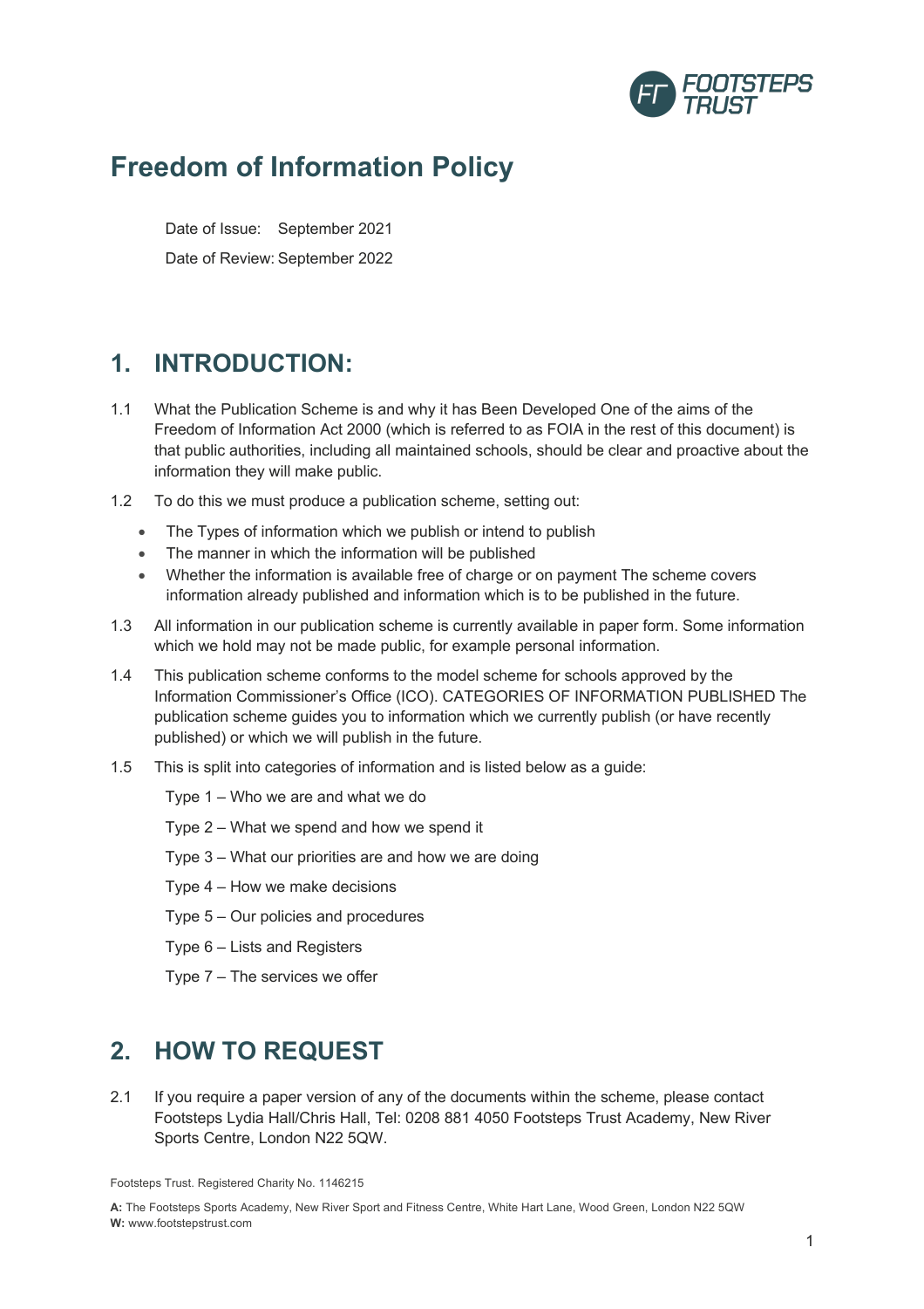# Freedom of Information Policy

Date of Issue: September 2021

Date of Review: September 2022

## 1. INTRODUCTION:

1.1 What the Publication Scheme is and why it has Been Developed One of the aims of the Freedom of Information Act 2000 (which is referred to as FOIA in the rest of this document) is that public authorities, including all maintained schools, should be clear and proactive about the information they will make public.

1.2 To do this we must produce a publication scheme, setting out:

- The Types of information which we publish or intend to publish
- The manner in which the information will be published
- Whether the information is available free of charge or on payment The scheme covers information already published and information which is to be published in the future.

1.3 All information in our publication scheme is currently available in paper form. Some information which we hold may not be made public, for example personal information.

1.4 This publication scheme conforms to the model scheme for schools approved by the Information Commissioner's Office (ICO). CATEGORIES OF INFORMATION PUBLISHED The publication scheme guides you to information which we currently publish (or have recently published) or which we will publish in the future.

1.5 This is split into categories of information and is listed below as a guide:

Type 1 – Who we are and what we do

Type 2 – What we spend and how we spend it

Type 3 – What our priorities are and how we are doing

Type 4 – How we make decisions

Type 5 – Our policies and procedures

Type 6 – Lists and Registers

Type 7 – The services we offer

## 2. HOW TO REQUEST

2.1 If you require a paper version of any of the documents within the scheme, please contact Footsteps Lydia Hall/Chris Hall, Tel: 0208 881 4050 Footsteps Trust Academy, New River Sports Centre, London N22 5QW.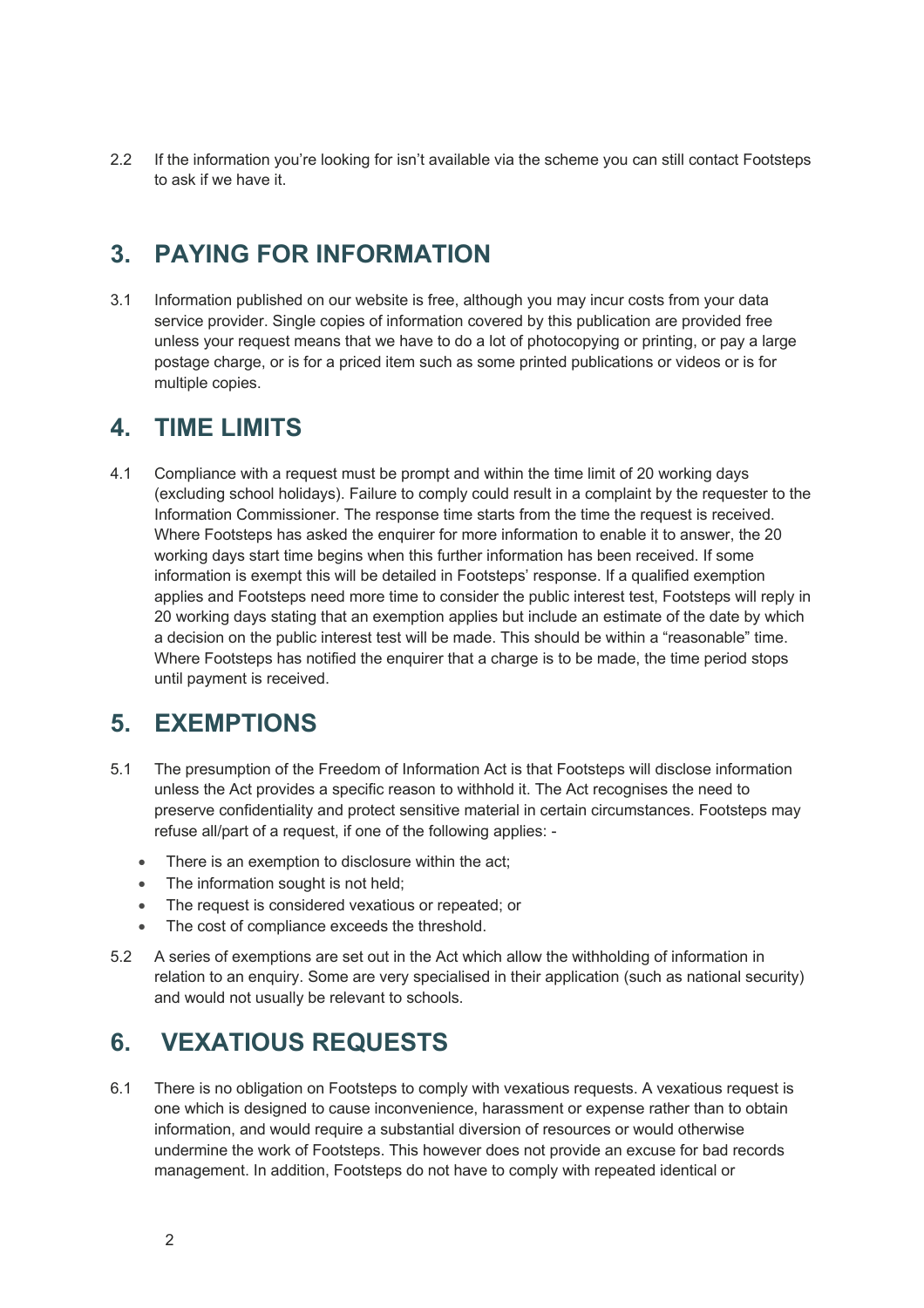2.2 If the information you're looking for isn't available via the scheme you can still contact Footsteps to ask if we have it.

## 3. PAYING FOR INFORMATION

3.1 Information published on our website is free, although you may incur costs from your data service provider. Single copies of information covered by this publication are provided free unless your request means that we have to do a lot of photocopying or printing, or pay a large postage charge, or is for a priced item such as some printed publications or videos or is for multiple copies.

## 4. TIME LIMITS

4.1 Compliance with a request must be prompt and within the time limit of 20 working days (excluding school holidays). Failure to comply could result in a complaint by the requester to the Information Commissioner. The response time starts from the time the request is received. Where Footsteps has asked the enquirer for more information to enable it to answer, the 20 working days start time begins when this further information has been received. If some information is exempt this will be detailed in Footsteps' response. If a qualified exemption applies and Footsteps need more time to consider the public interest test, Footsteps will reply in 20 working days stating that an exemption applies but include an estimate of the date by which a decision on the public interest test will be made. This should be within a "reasonable" time. Where Footsteps has notified the enquirer that a charge is to be made, the time period stops until payment is received.

## 5. EXEMPTIONS

5.1 The presumption of the Freedom of Information Act is that Footsteps will disclose information unless the Act provides a specific reason to withhold it. The Act recognises the need to preserve confidentiality and protect sensitive material in certain circumstances. Footsteps may refuse all/part of a request, if one of the following applies: -

- There is an exemption to disclosure within the act;
- The information sought is not held;
- The request is considered vexatious or repeated; or
- The cost of compliance exceeds the threshold.

5.2 A series of exemptions are set out in the Act which allow the withholding of information in relation to an enquiry. Some are very specialised in their application (such as national security) and would not usually be relevant to schools.

## 6. VEXATIOUS REQUESTS

6.1 There is no obligation on Footsteps to comply with vexatious requests. A vexatious request is one which is designed to cause inconvenience, harassment or expense rather than to obtain information, and would require a substantial diversion of resources or would otherwise undermine the work of Footsteps. This however does not provide an excuse for bad records management. In addition, Footsteps do not have to comply with repeated identical or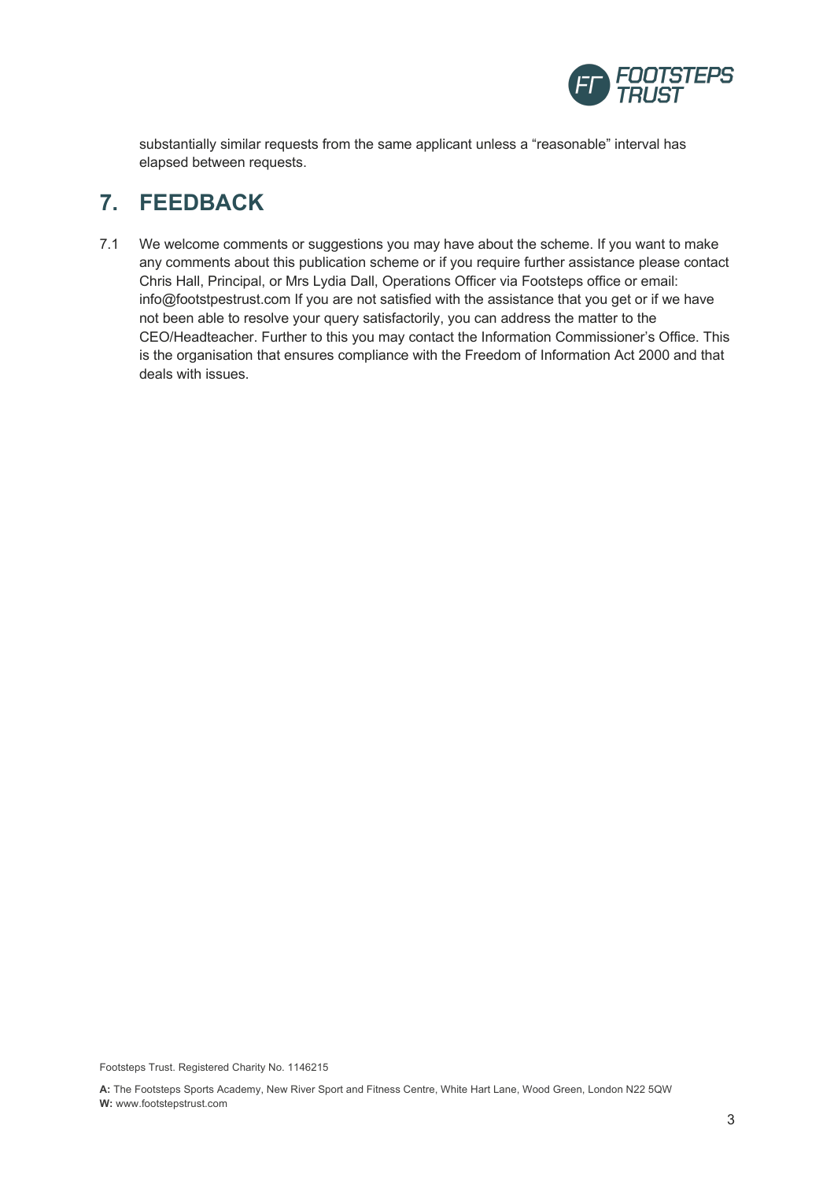substantially similar requests from the same applicant unless a “reasonable” interval has elapsed between requests.

## 7. FEEDBACK

7.1 We welcome comments or suggestions you may have about the scheme. If you want to make any comments about this publication scheme or if you require further assistance please contact Chris Hall, Principal, or Mrs Lydia Dall, Operations Officer via Footsteps office or email: info@footstpestrust.com If you are not satisfied with the assistance that you get or if we have not been able to resolve your query satisfactorily, you can address the matter to the CEO/Headteacher. Further to this you may contact the Information Commissioner’s Office. This is the organisation that ensures compliance with the Freedom of Information Act 2000 and that deals with issues.